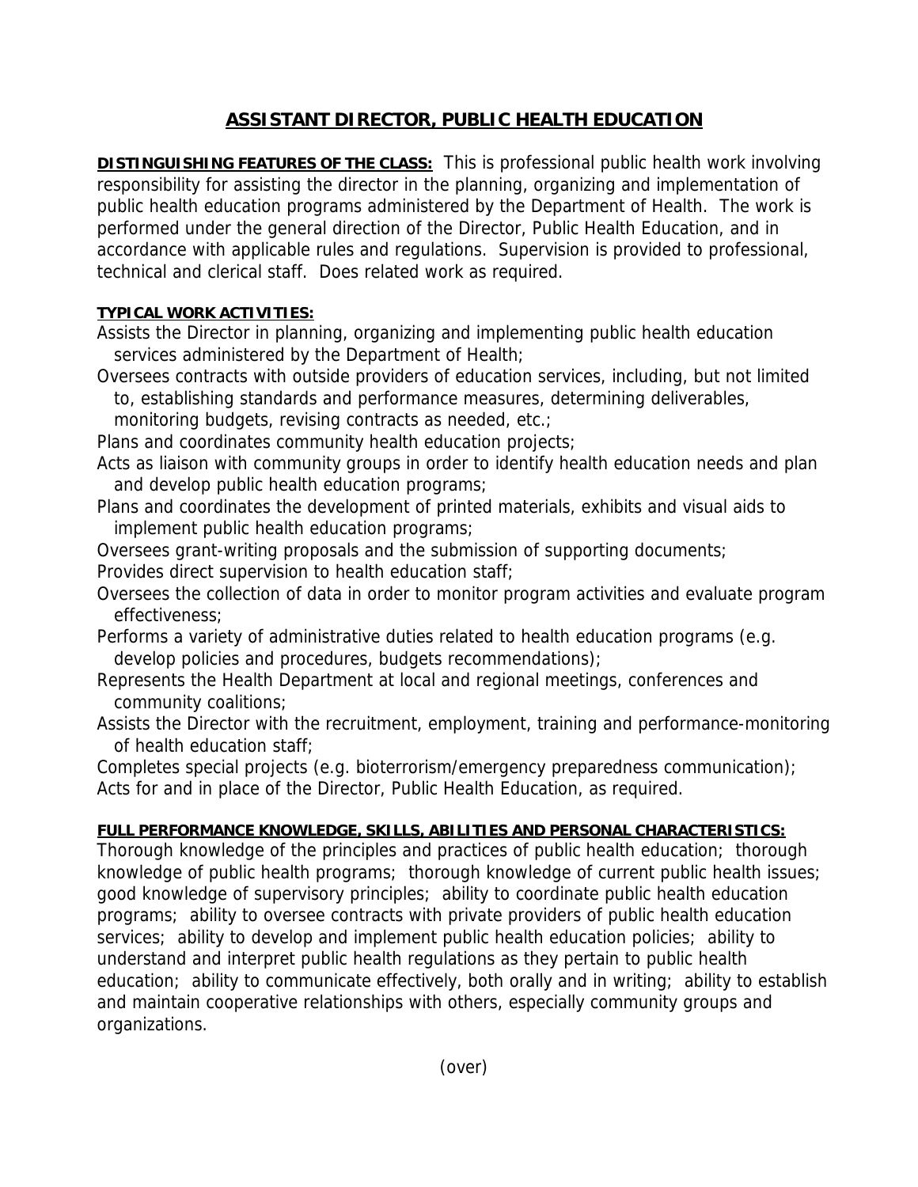# ASSISTANT DIRECTOR, PUBLIC HEALTH EDUCATION

**DISTINGUISHING FEATURES OF THE CLASS:** This is professional public health work involving responsibility for assisting the director in the planning, organizing and implementation of public health education programs administered by the Department of Health. The work is performed under the general direction of the Director, Public Health Education, and in accordance with applicable rules and regulations. Supervision is provided to professional, technical and clerical staff. Does related work as required.

**TYPICAL WORK ACTIVITIES:**

Assists the Director in planning, organizing and implementing public health education services administered by the Department of Health;

Oversees contracts with outside providers of education services, including, but not limited to, establishing standards and performance measures, determining deliverables, monitoring budgets, revising contracts as needed, etc.;

Plans and coordinates community health education projects;

Acts as liaison with community groups in order to identify health education needs and plan and develop public health education programs;

Plans and coordinates the development of printed materials, exhibits and visual aids to implement public health education programs;

Oversees grant-writing proposals and the submission of supporting documents;

Provides direct supervision to health education staff;

Oversees the collection of data in order to monitor program activities and evaluate program effectiveness;

Performs a variety of administrative duties related to health education programs (e.g. develop policies and procedures, budgets recommendations);

Represents the Health Department at local and regional meetings, conferences and community coalitions;

Assists the Director with the recruitment, employment, training and performance-monitoring of health education staff;

Completes special projects (e.g. bioterrorism/emergency preparedness communication);

Acts for and in place of the Director, Public Health Education, as required.

**FULL PERFORMANCE KNOWLEDGE, SKILLS, ABILITIES AND PERSONAL CHARACTERISTICS:**

Thorough knowledge of the principles and practices of public health education; thorough knowledge of public health programs; thorough knowledge of current public health issues; good knowledge of supervisory principles; ability to coordinate public health education programs; ability to oversee contracts with private providers of public health education services; ability to develop and implement public health education policies; ability to understand and interpret public health regulations as they pertain to public health education; ability to communicate effectively, both orally and in writing; ability to establish and maintain cooperative relationships with others, especially community groups and organizations.

(over)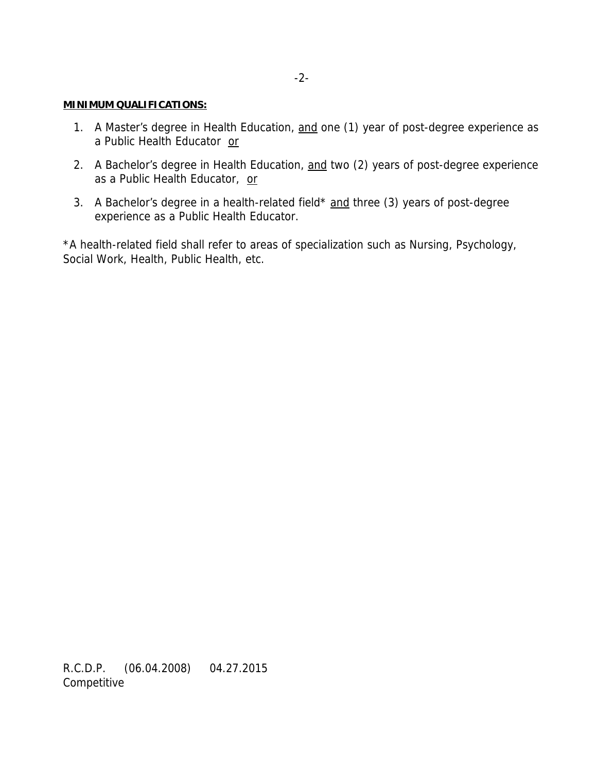**MINIMUM QUALIFICATIONS:**

1. A Master's degree in Health Education, <u>and</u> one (1) year of post-degree experience as a Public Health Educator <u>or</u>
2. A Bachelor's degree in Health Education, <u>and</u> two (2) years of post-degree experience as a Public Health Educator, <u>or</u>
3. A Bachelor's degree in a health-related field* <u>and</u> three (3) years of post-degree experience as a Public Health Educator.

*A health-related field shall refer to areas of specialization such as Nursing, Psychology, Social Work, Health, Public Health, etc.

R.C.D.P. (06.04.2008) 04.27.2015
Competitive